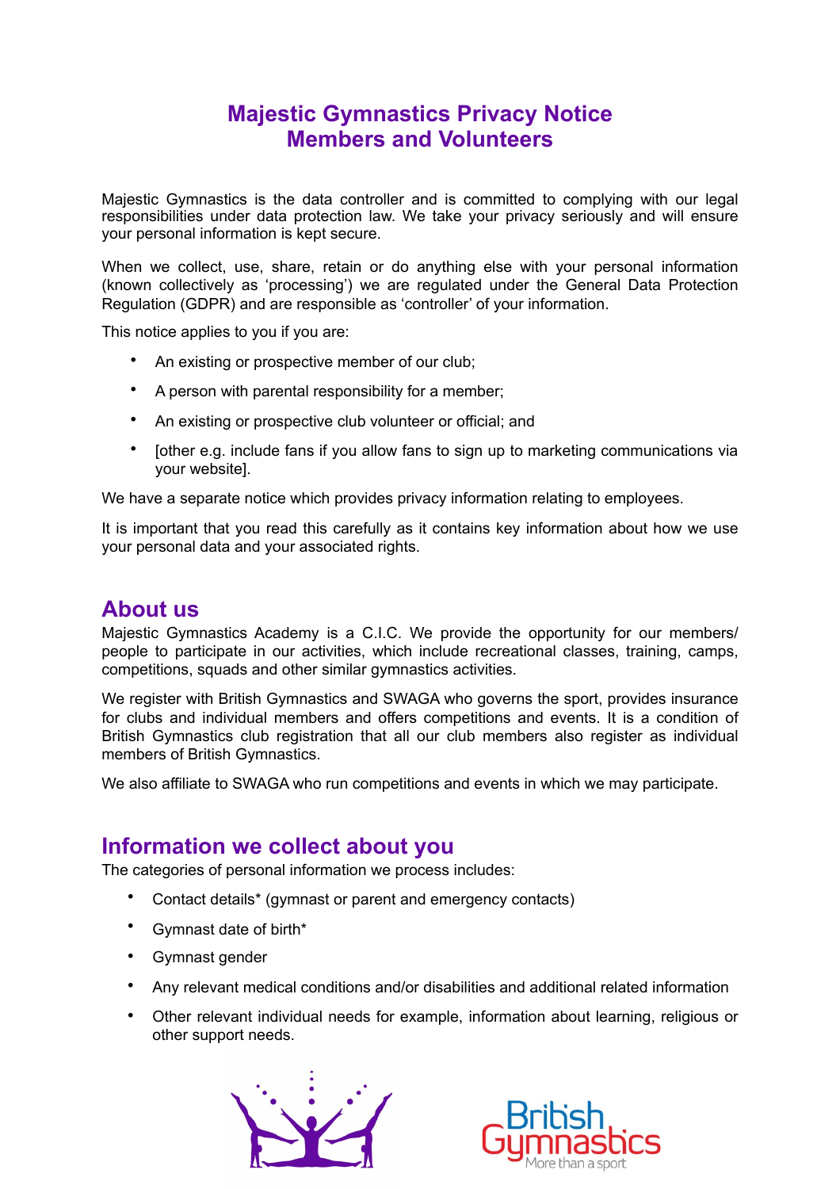# Majestic Gymnastics Privacy Notice
# Members and Volunteers

Majestic Gymnastics is the data controller and is committed to complying with our legal responsibilities under data protection law. We take your privacy seriously and will ensure your personal information is kept secure.

When we collect, use, share, retain or do anything else with your personal information (known collectively as 'processing') we are regulated under the General Data Protection Regulation (GDPR) and are responsible as 'controller' of your information.

This notice applies to you if you are:

- An existing or prospective member of our club;
- A person with parental responsibility for a member;
- An existing or prospective club volunteer or official; and
- [other e.g. include fans if you allow fans to sign up to marketing communications via your website].

We have a separate notice which provides privacy information relating to employees.

It is important that you read this carefully as it contains key information about how we use your personal data and your associated rights.

## About us

Majestic Gymnastics Academy is a C.I.C. We provide the opportunity for our members/ people to participate in our activities, which include recreational classes, training, camps, competitions, squads and other similar gymnastics activities.

We register with British Gymnastics and SWAGA who governs the sport, provides insurance for clubs and individual members and offers competitions and events. It is a condition of British Gymnastics club registration that all our club members also register as individual members of British Gymnastics.

We also affiliate to SWAGA who run competitions and events in which we may participate.

## Information we collect about you

The categories of personal information we process includes:

- Contact details* (gymnast or parent and emergency contacts)
- Gymnast date of birth*
- Gymnast gender
- Any relevant medical conditions and/or disabilities and additional related information
- Other relevant individual needs for example, information about learning, religious or other support needs.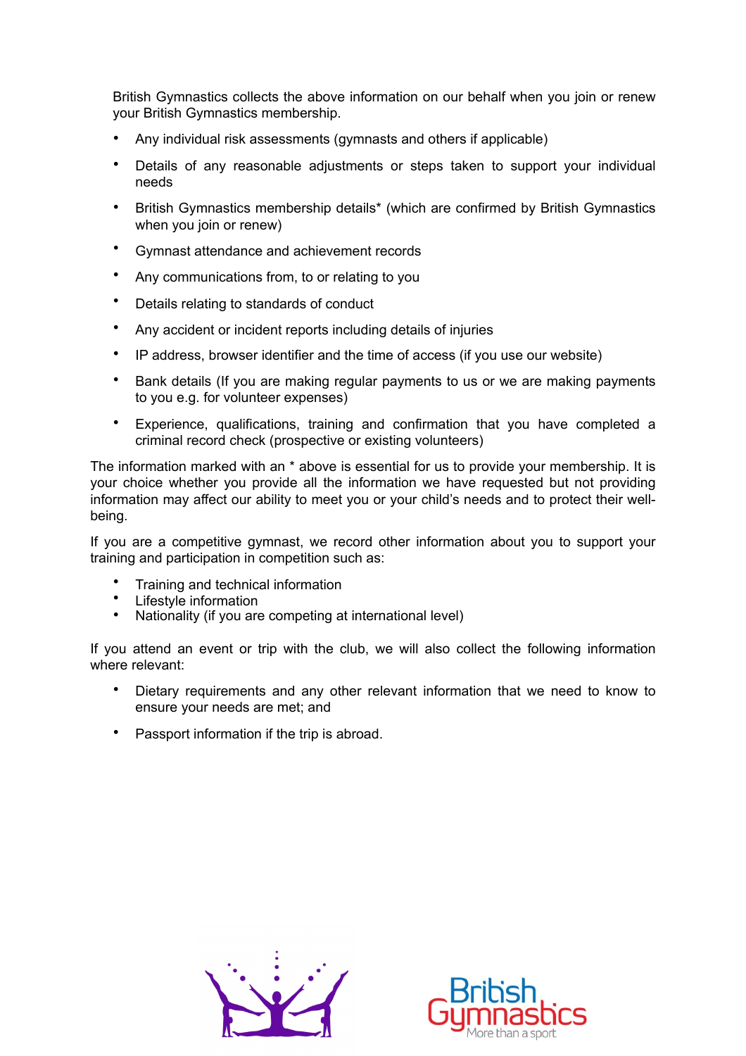British Gymnastics collects the above information on our behalf when you join or renew your British Gymnastics membership.

- Any individual risk assessments (gymnasts and others if applicable)
- Details of any reasonable adjustments or steps taken to support your individual needs
- British Gymnastics membership details* (which are confirmed by British Gymnastics when you join or renew)
- Gymnast attendance and achievement records
- Any communications from, to or relating to you
- Details relating to standards of conduct
- Any accident or incident reports including details of injuries
- IP address, browser identifier and the time of access (if you use our website)
- Bank details (If you are making regular payments to us or we are making payments to you e.g. for volunteer expenses)
- Experience, qualifications, training and confirmation that you have completed a criminal record check (prospective or existing volunteers)

The information marked with an * above is essential for us to provide your membership. It is your choice whether you provide all the information we have requested but not providing information may affect our ability to meet you or your child's needs and to protect their well-being.

If you are a competitive gymnast, we record other information about you to support your training and participation in competition such as:

- Training and technical information
- Lifestyle information
- Nationality (if you are competing at international level)

If you attend an event or trip with the club, we will also collect the following information where relevant:

- Dietary requirements and any other relevant information that we need to know to ensure your needs are met; and
- Passport information if the trip is abroad.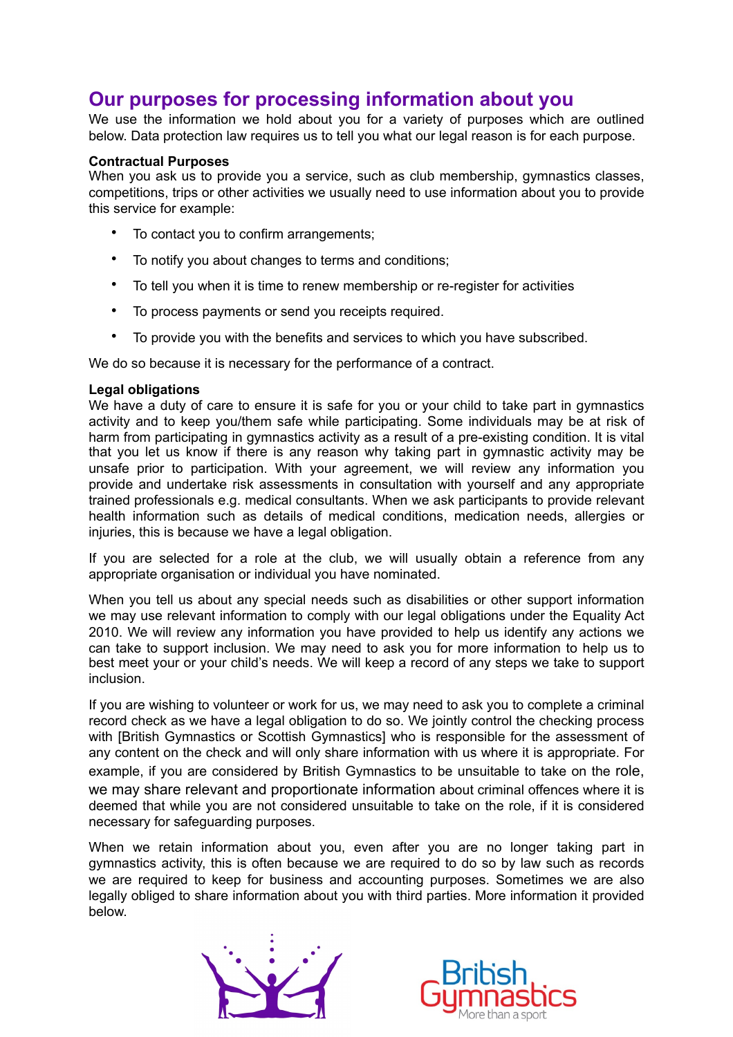## Our purposes for processing information about you

We use the information we hold about you for a variety of purposes which are outlined below. Data protection law requires us to tell you what our legal reason is for each purpose.

**Contractual Purposes**

When you ask us to provide you a service, such as club membership, gymnastics classes, competitions, trips or other activities we usually need to use information about you to provide this service for example:

- To contact you to confirm arrangements;
- To notify you about changes to terms and conditions;
- To tell you when it is time to renew membership or re-register for activities
- To process payments or send you receipts required.
- To provide you with the benefits and services to which you have subscribed.

We do so because it is necessary for the performance of a contract.

**Legal obligations**

We have a duty of care to ensure it is safe for you or your child to take part in gymnastics activity and to keep you/them safe while participating. Some individuals may be at risk of harm from participating in gymnastics activity as a result of a pre-existing condition. It is vital that you let us know if there is any reason why taking part in gymnastic activity may be unsafe prior to participation. With your agreement, we will review any information you provide and undertake risk assessments in consultation with yourself and any appropriate trained professionals e.g. medical consultants. When we ask participants to provide relevant health information such as details of medical conditions, medication needs, allergies or injuries, this is because we have a legal obligation.

If you are selected for a role at the club, we will usually obtain a reference from any appropriate organisation or individual you have nominated.

When you tell us about any special needs such as disabilities or other support information we may use relevant information to comply with our legal obligations under the Equality Act 2010. We will review any information you have provided to help us identify any actions we can take to support inclusion. We may need to ask you for more information to help us to best meet your or your child's needs. We will keep a record of any steps we take to support inclusion.

If you are wishing to volunteer or work for us, we may need to ask you to complete a criminal record check as we have a legal obligation to do so. We jointly control the checking process with [British Gymnastics or Scottish Gymnastics] who is responsible for the assessment of any content on the check and will only share information with us where it is appropriate. For example, if you are considered by British Gymnastics to be unsuitable to take on the role, we may share relevant and proportionate information about criminal offences where it is deemed that while you are not considered unsuitable to take on the role, if it is considered necessary for safeguarding purposes.

When we retain information about you, even after you are no longer taking part in gymnastics activity, this is often because we are required to do so by law such as records we are required to keep for business and accounting purposes. Sometimes we are also legally obliged to share information about you with third parties. More information it provided below.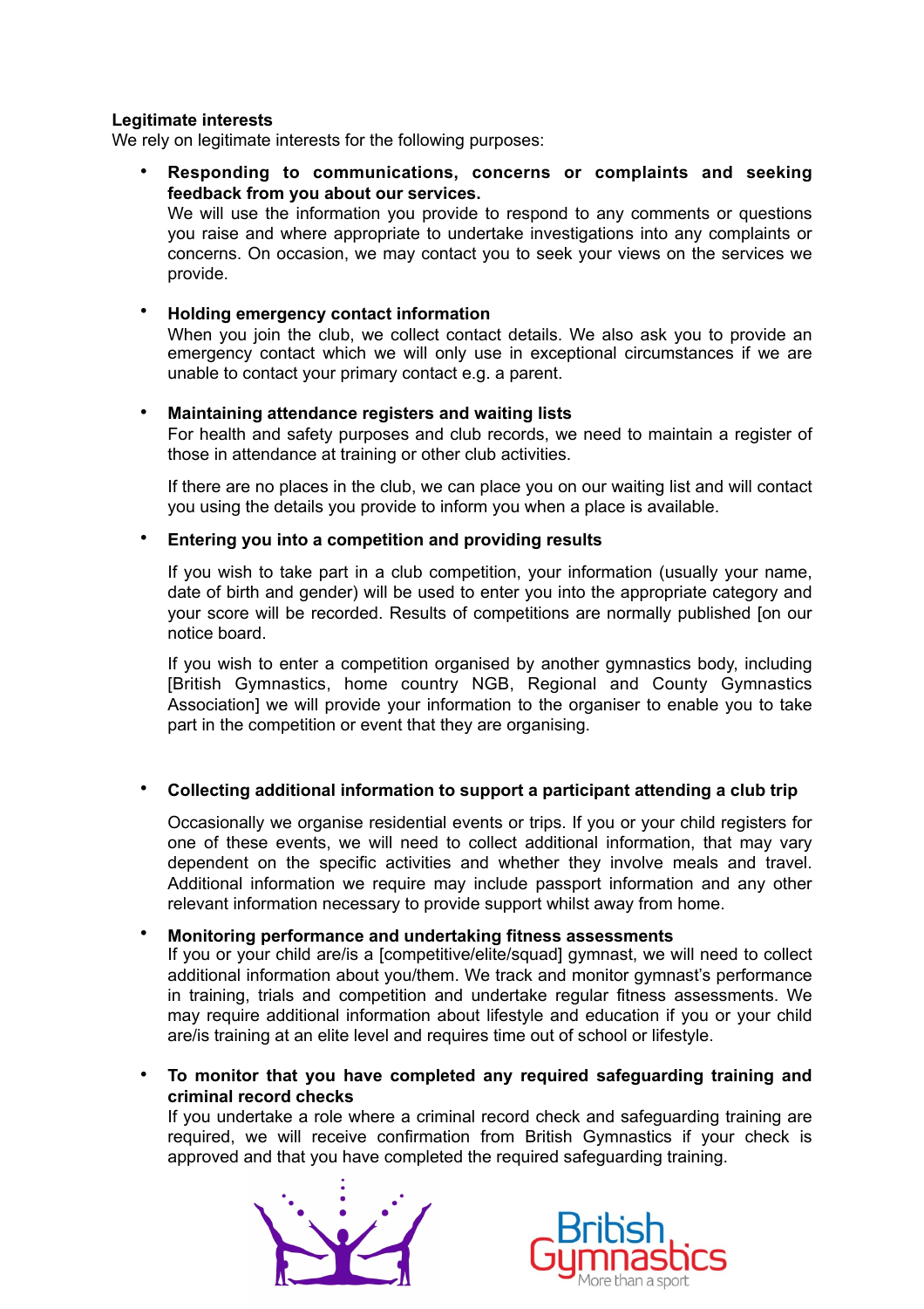**Legitimate interests**
We rely on legitimate interests for the following purposes:

- **Responding to communications, concerns or complaints and seeking feedback from you about our services.**
  We will use the information you provide to respond to any comments or questions you raise and where appropriate to undertake investigations into any complaints or concerns. On occasion, we may contact you to seek your views on the services we provide.

- **Holding emergency contact information**
  When you join the club, we collect contact details. We also ask you to provide an emergency contact which we will only use in exceptional circumstances if we are unable to contact your primary contact e.g. a parent.

- **Maintaining attendance registers and waiting lists**
  For health and safety purposes and club records, we need to maintain a register of those in attendance at training or other club activities.

  If there are no places in the club, we can place you on our waiting list and will contact you using the details you provide to inform you when a place is available.

- **Entering you into a competition and providing results**

  If you wish to take part in a club competition, your information (usually your name, date of birth and gender) will be used to enter you into the appropriate category and your score will be recorded. Results of competitions are normally published [on our notice board.

  If you wish to enter a competition organised by another gymnastics body, including [British Gymnastics, home country NGB, Regional and County Gymnastics Association] we will provide your information to the organiser to enable you to take part in the competition or event that they are organising.

- **Collecting additional information to support a participant attending a club trip**

  Occasionally we organise residential events or trips. If you or your child registers for one of these events, we will need to collect additional information, that may vary dependent on the specific activities and whether they involve meals and travel. Additional information we require may include passport information and any other relevant information necessary to provide support whilst away from home.

- **Monitoring performance and undertaking fitness assessments**
  If you or your child are/is a [competitive/elite/squad] gymnast, we will need to collect additional information about you/them. We track and monitor gymnast's performance in training, trials and competition and undertake regular fitness assessments. We may require additional information about lifestyle and education if you or your child are/is training at an elite level and requires time out of school or lifestyle.

- **To monitor that you have completed any required safeguarding training and criminal record checks**
  If you undertake a role where a criminal record check and safeguarding training are required, we will receive confirmation from British Gymnastics if your check is approved and that you have completed the required safeguarding training.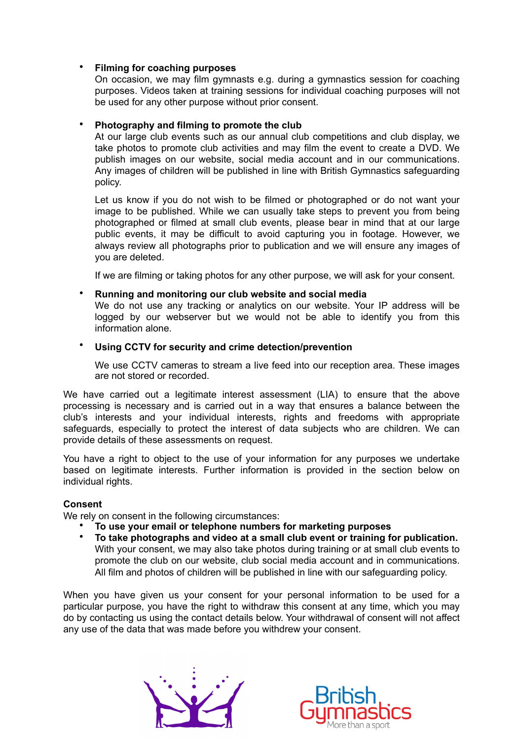- **Filming for coaching purposes**
  On occasion, we may film gymnasts e.g. during a gymnastics session for coaching purposes. Videos taken at training sessions for individual coaching purposes will not be used for any other purpose without prior consent.

- **Photography and filming to promote the club**
  At our large club events such as our annual club competitions and club display, we take photos to promote club activities and may film the event to create a DVD. We publish images on our website, social media account and in our communications. Any images of children will be published in line with British Gymnastics safeguarding policy.

  Let us know if you do not wish to be filmed or photographed or do not want your image to be published. While we can usually take steps to prevent you from being photographed or filmed at small club events, please bear in mind that at our large public events, it may be difficult to avoid capturing you in footage. However, we always review all photographs prior to publication and we will ensure any images of you are deleted.

  If we are filming or taking photos for any other purpose, we will ask for your consent.

- **Running and monitoring our club website and social media**
  We do not use any tracking or analytics on our website. Your IP address will be logged by our webserver but we would not be able to identify you from this information alone.

- **Using CCTV for security and crime detection/prevention**

  We use CCTV cameras to stream a live feed into our reception area. These images are not stored or recorded.

We have carried out a legitimate interest assessment (LIA) to ensure that the above processing is necessary and is carried out in a way that ensures a balance between the club's interests and your individual interests, rights and freedoms with appropriate safeguards, especially to protect the interest of data subjects who are children. We can provide details of these assessments on request.

You have a right to object to the use of your information for any purposes we undertake based on legitimate interests. Further information is provided in the section below on individual rights.

**Consent**
We rely on consent in the following circumstances:

- **To use your email or telephone numbers for marketing purposes**
- **To take photographs and video at a small club event or training for publication.**
  With your consent, we may also take photos during training or at small club events to promote the club on our website, club social media account and in communications. All film and photos of children will be published in line with our safeguarding policy.

When you have given us your consent for your personal information to be used for a particular purpose, you have the right to withdraw this consent at any time, which you may do by contacting us using the contact details below. Your withdrawal of consent will not affect any use of the data that was made before you withdrew your consent.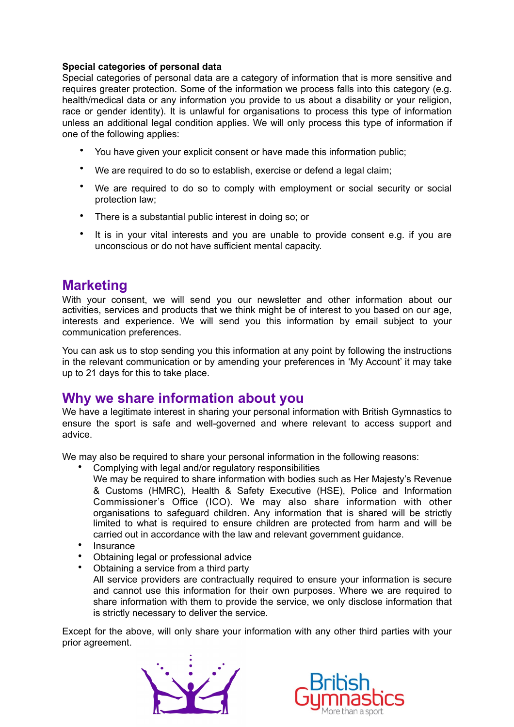**Special categories of personal data**

Special categories of personal data are a category of information that is more sensitive and requires greater protection. Some of the information we process falls into this category (e.g. health/medical data or any information you provide to us about a disability or your religion, race or gender identity). It is unlawful for organisations to process this type of information unless an additional legal condition applies. We will only process this type of information if one of the following applies:

- You have given your explicit consent or have made this information public;
- We are required to do so to establish, exercise or defend a legal claim;
- We are required to do so to comply with employment or social security or social protection law;
- There is a substantial public interest in doing so; or
- It is in your vital interests and you are unable to provide consent e.g. if you are unconscious or do not have sufficient mental capacity.

## Marketing

With your consent, we will send you our newsletter and other information about our activities, services and products that we think might be of interest to you based on our age, interests and experience. We will send you this information by email subject to your communication preferences.

You can ask us to stop sending you this information at any point by following the instructions in the relevant communication or by amending your preferences in 'My Account' it may take up to 21 days for this to take place.

## Why we share information about you

We have a legitimate interest in sharing your personal information with British Gymnastics to ensure the sport is safe and well-governed and where relevant to access support and advice.

We may also be required to share your personal information in the following reasons:

- Complying with legal and/or regulatory responsibilities
  We may be required to share information with bodies such as Her Majesty's Revenue & Customs (HMRC), Health & Safety Executive (HSE), Police and Information Commissioner's Office (ICO). We may also share information with other organisations to safeguard children. Any information that is shared will be strictly limited to what is required to ensure children are protected from harm and will be carried out in accordance with the law and relevant government guidance.
- Insurance
- Obtaining legal or professional advice
- Obtaining a service from a third party
  All service providers are contractually required to ensure your information is secure and cannot use this information for their own purposes. Where we are required to share information with them to provide the service, we only disclose information that is strictly necessary to deliver the service.

Except for the above, will only share your information with any other third parties with your prior agreement.

British Gymnastics
More than a sport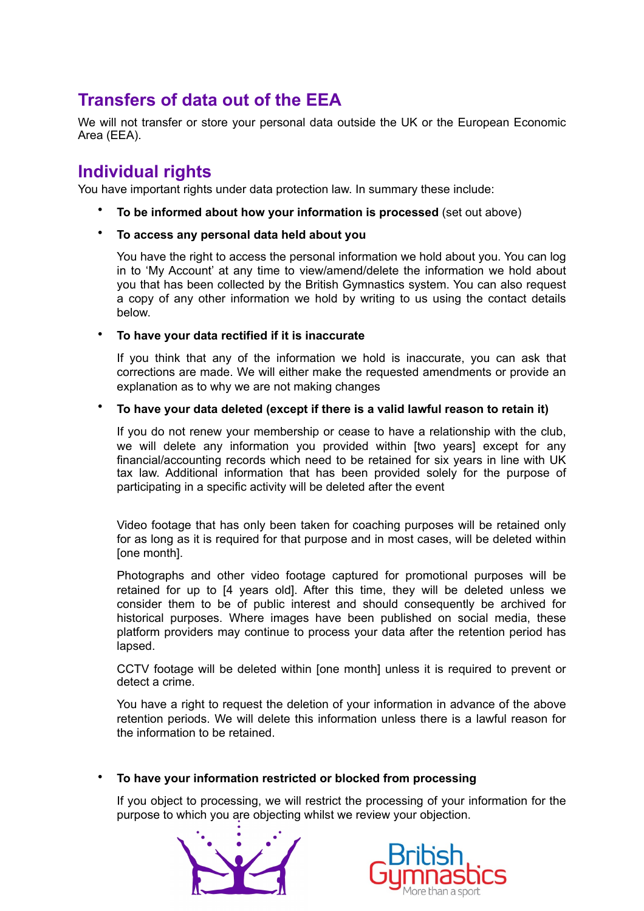## Transfers of data out of the EEA

We will not transfer or store your personal data outside the UK or the European Economic Area (EEA).

## Individual rights

You have important rights under data protection law. In summary these include:

- **To be informed about how your information is processed** (set out above)
- **To access any personal data held about you**

  You have the right to access the personal information we hold about you. You can log in to 'My Account' at any time to view/amend/delete the information we hold about you that has been collected by the British Gymnastics system. You can also request a copy of any other information we hold by writing to us using the contact details below.

- **To have your data rectified if it is inaccurate**

  If you think that any of the information we hold is inaccurate, you can ask that corrections are made. We will either make the requested amendments or provide an explanation as to why we are not making changes

- **To have your data deleted (except if there is a valid lawful reason to retain it)**

  If you do not renew your membership or cease to have a relationship with the club, we will delete any information you provided within [two years] except for any financial/accounting records which need to be retained for six years in line with UK tax law. Additional information that has been provided solely for the purpose of participating in a specific activity will be deleted after the event

  Video footage that has only been taken for coaching purposes will be retained only for as long as it is required for that purpose and in most cases, will be deleted within [one month].

  Photographs and other video footage captured for promotional purposes will be retained for up to [4 years old]. After this time, they will be deleted unless we consider them to be of public interest and should consequently be archived for historical purposes. Where images have been published on social media, these platform providers may continue to process your data after the retention period has lapsed.

  CCTV footage will be deleted within [one month] unless it is required to prevent or detect a crime.

  You have a right to request the deletion of your information in advance of the above retention periods. We will delete this information unless there is a lawful reason for the information to be retained.

- **To have your information restricted or blocked from processing**

  If you object to processing, we will restrict the processing of your information for the purpose to which you are objecting whilst we review your objection.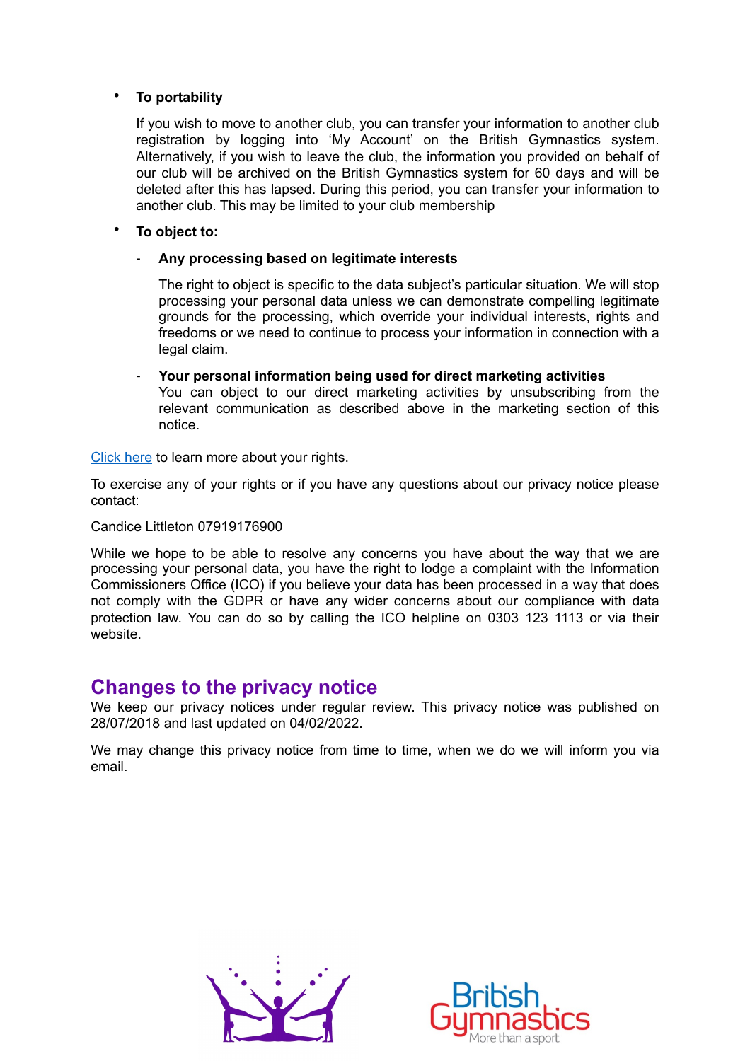- **To portability**

  If you wish to move to another club, you can transfer your information to another club registration by logging into 'My Account' on the British Gymnastics system. Alternatively, if you wish to leave the club, the information you provided on behalf of our club will be archived on the British Gymnastics system for 60 days and will be deleted after this has lapsed. During this period, you can transfer your information to another club. This may be limited to your club membership

- **To object to:**

  - **Any processing based on legitimate interests**

    The right to object is specific to the data subject's particular situation. We will stop processing your personal data unless we can demonstrate compelling legitimate grounds for the processing, which override your individual interests, rights and freedoms or we need to continue to process your information in connection with a legal claim.

  - **Your personal information being used for direct marketing activities**
    You can object to our direct marketing activities by unsubscribing from the relevant communication as described above in the marketing section of this notice.

Click here to learn more about your rights.

To exercise any of your rights or if you have any questions about our privacy notice please contact:

Candice Littleton 07919176900

While we hope to be able to resolve any concerns you have about the way that we are processing your personal data, you have the right to lodge a complaint with the Information Commissioners Office (ICO) if you believe your data has been processed in a way that does not comply with the GDPR or have any wider concerns about our compliance with data protection law. You can do so by calling the ICO helpline on 0303 123 1113 or via their website.

## Changes to the privacy notice

We keep our privacy notices under regular review. This privacy notice was published on 28/07/2018 and last updated on 04/02/2022.

We may change this privacy notice from time to time, when we do we will inform you via email.

British Gymnastics
More than a sport